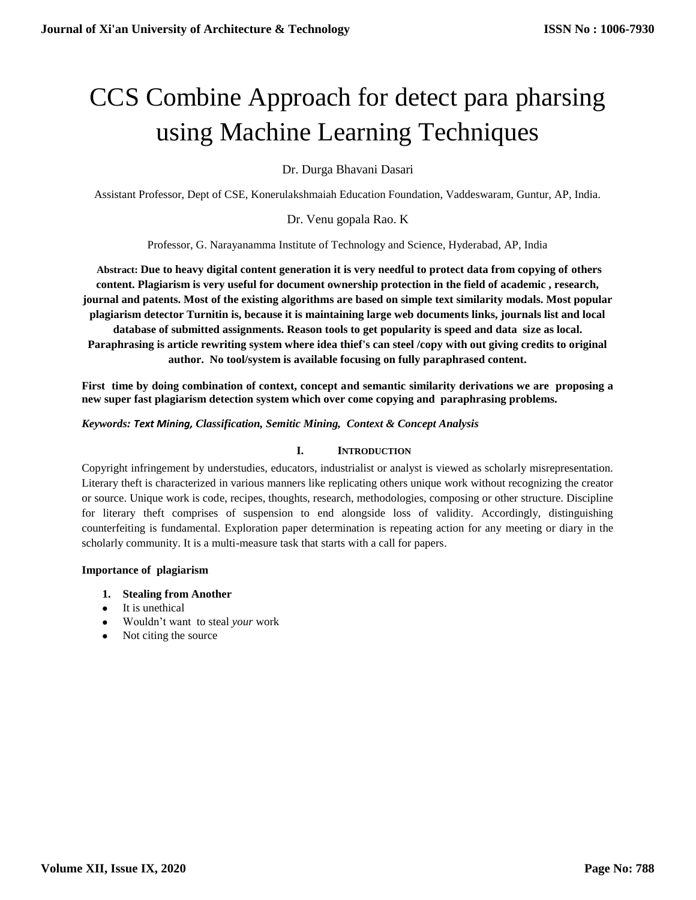// Page 1 of 9 — document 77d71057d16c

# CCS Combine Approach for detect para pharsing using Machine Learning Techniques

Dr. Durga Bhavani Dasari

Assistant Professor, Dept of CSE, Konerulakshmaiah Education Foundation, Vaddeswaram, Guntur, AP, India.

Dr. Venu gopala Rao. K

Professor, G. Narayanamma Institute of Technology and Science, Hyderabad, AP, India

**Abstract: Due to heavy digital content generation it is very needful to protect data from copying of others content. Plagiarism is very useful for document ownership protection in the field of academic , research, journal and patents. Most of the existing algorithms are based on simple text similarity modals. Most popular plagiarism detector Turnitin is, because it is maintaining large web documents links, journals list and local database of submitted assignments. Reason tools to get popularity is speed and data size as local. Paraphrasing is article rewriting system where idea thief's can steel /copy with out giving credits to original author. No tool/system is available focusing on fully paraphrased content.**

**First time by doing combination of context, concept and semantic similarity derivations we are proposing a new super fast plagiarism detection system which over come copying and paraphrasing problems.**

***Keywords: Text Mining, Classification, Semitic Mining, Context & Concept Analysis***

## I. Introduction

Copyright infringement by understudies, educators, industrialist or analyst is viewed as scholarly misrepresentation. Literary theft is characterized in various manners like replicating others unique work without recognizing the creator or source. Unique work is code, recipes, thoughts, research, methodologies, composing or other structure. Discipline for literary theft comprises of suspension to end alongside loss of validity. Accordingly, distinguishing counterfeiting is fundamental. Exploration paper determination is repeating action for any meeting or diary in the scholarly community. It is a multi-measure task that starts with a call for papers.

**Importance of plagiarism**

1. **Stealing from Another**

- It is unethical
- Wouldn't want to steal *your* work
- Not citing the source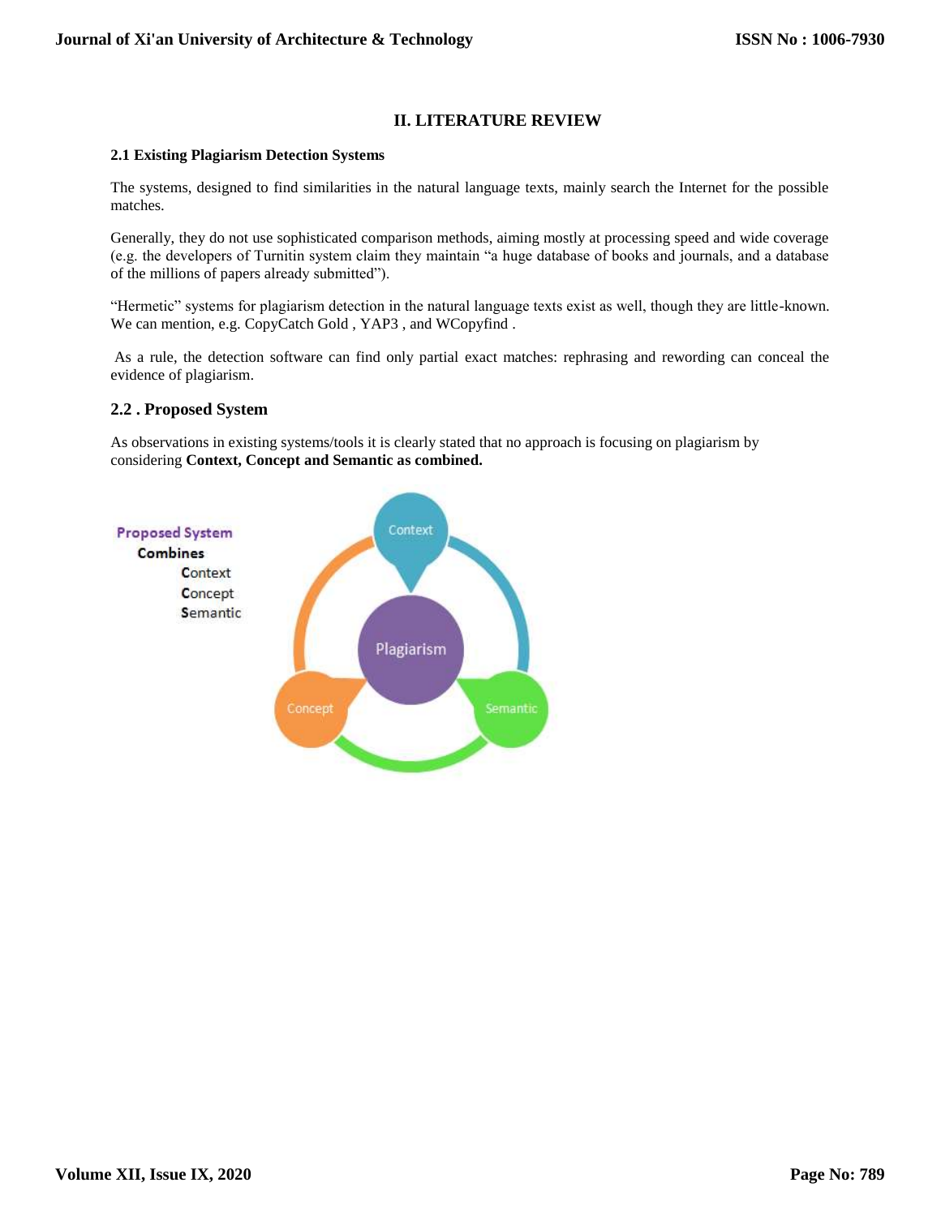## II. LITERATURE REVIEW

### 2.1 Existing Plagiarism Detection Systems

The systems, designed to find similarities in the natural language texts, mainly search the Internet for the possible matches.

Generally, they do not use sophisticated comparison methods, aiming mostly at processing speed and wide coverage (e.g. the developers of Turnitin system claim they maintain "a huge database of books and journals, and a database of the millions of papers already submitted").

"Hermetic" systems for plagiarism detection in the natural language texts exist as well, though they are little-known. We can mention, e.g. CopyCatch Gold , YAP3 , and WCopyfind .

As a rule, the detection software can find only partial exact matches: rephrasing and rewording can conceal the evidence of plagiarism.

### 2.2 . Proposed System

As observations in existing systems/tools it is clearly stated that no approach is focusing on plagiarism by considering **Context, Concept and Semantic as combined.**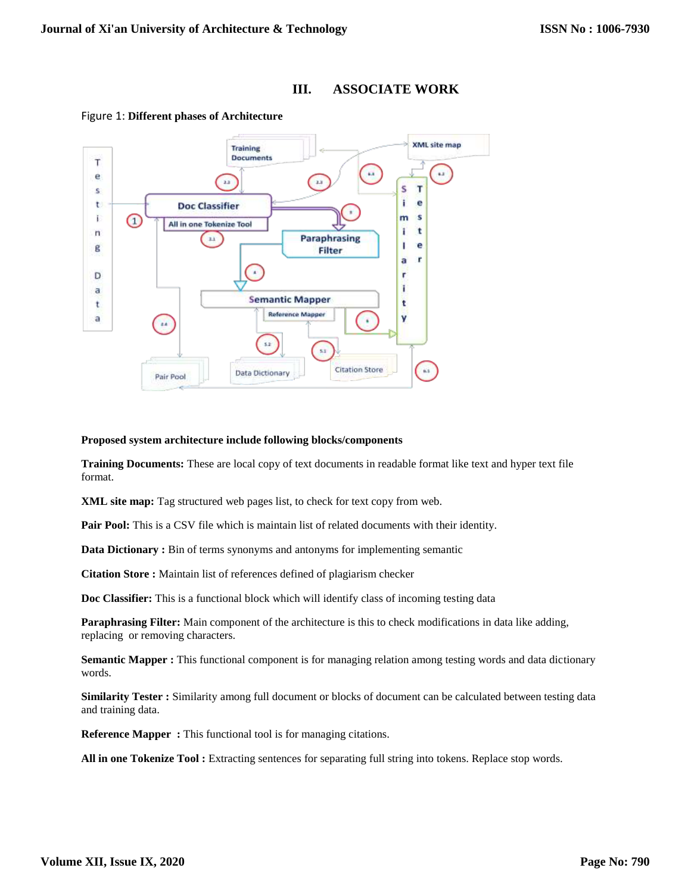## III. ASSOCIATE WORK

Figure 1: **Different phases of Architecture**

**Proposed system architecture include following blocks/components**

**Training Documents:** These are local copy of text documents in readable format like text and hyper text file format.

**XML site map:** Tag structured web pages list, to check for text copy from web.

**Pair Pool:** This is a CSV file which is maintain list of related documents with their identity.

**Data Dictionary :** Bin of terms synonyms and antonyms for implementing semantic

**Citation Store :** Maintain list of references defined of plagiarism checker

**Doc Classifier:** This is a functional block which will identify class of incoming testing data

**Paraphrasing Filter:** Main component of the architecture is this to check modifications in data like adding, replacing or removing characters.

**Semantic Mapper :** This functional component is for managing relation among testing words and data dictionary words.

**Similarity Tester :** Similarity among full document or blocks of document can be calculated between testing data and training data.

**Reference Mapper :** This functional tool is for managing citations.

**All in one Tokenize Tool :** Extracting sentences for separating full string into tokens. Replace stop words.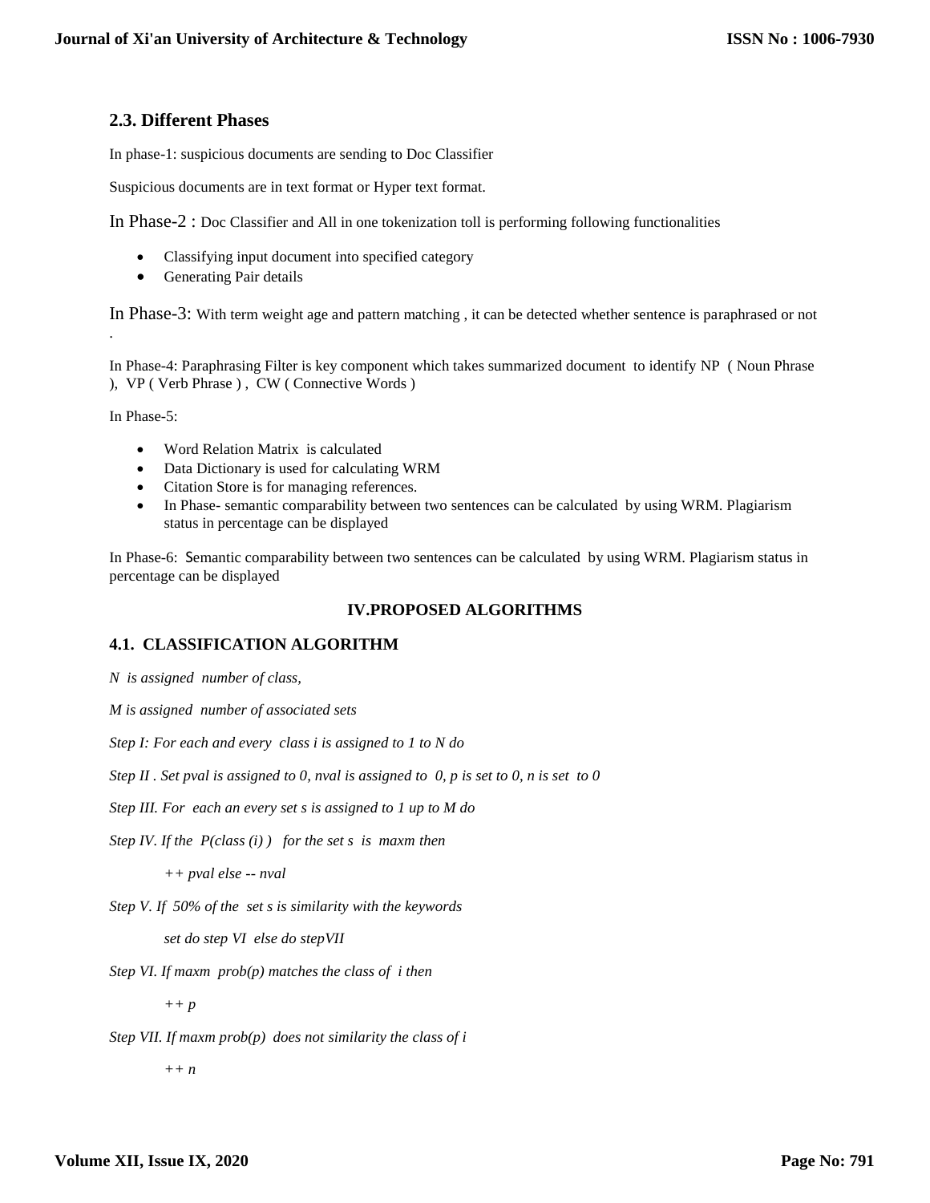## 2.3. Different Phases

In phase-1: suspicious documents are sending to Doc Classifier

Suspicious documents are in text format or Hyper text format.

In Phase-2 : Doc Classifier and All in one tokenization toll is performing following functionalities

- Classifying input document into specified category
- Generating Pair details

In Phase-3: With term weight age and pattern matching , it can be detected whether sentence is paraphrased or not .

In Phase-4: Paraphrasing Filter is key component which takes summarized document to identify NP ( Noun Phrase ), VP ( Verb Phrase ) , CW ( Connective Words )

In Phase-5:

- Word Relation Matrix is calculated
- Data Dictionary is used for calculating WRM
- Citation Store is for managing references.
- In Phase- semantic comparability between two sentences can be calculated by using WRM. Plagiarism status in percentage can be displayed

In Phase-6: Semantic comparability between two sentences can be calculated by using WRM. Plagiarism status in percentage can be displayed

# IV.PROPOSED ALGORITHMS

## 4.1. CLASSIFICATION ALGORITHM

*N is assigned number of class,*

*M is assigned number of associated sets*

*Step I: For each and every class i is assigned to 1 to N do*

*Step II . Set pval is assigned to 0, nval is assigned to 0, p is set to 0, n is set to 0*

*Step III. For each an every set s is assigned to 1 up to M do*

*Step IV. If the P(class (i) ) for the set s is maxm then*

*++ pval else -- nval*

*Step V. If 50% of the set s is similarity with the keywords*

*set do step VI else do stepVII*

*Step VI. If maxm prob(p) matches the class of i then*

*++ p*

*Step VII. If maxm prob(p) does not similarity the class of i*

*++ n*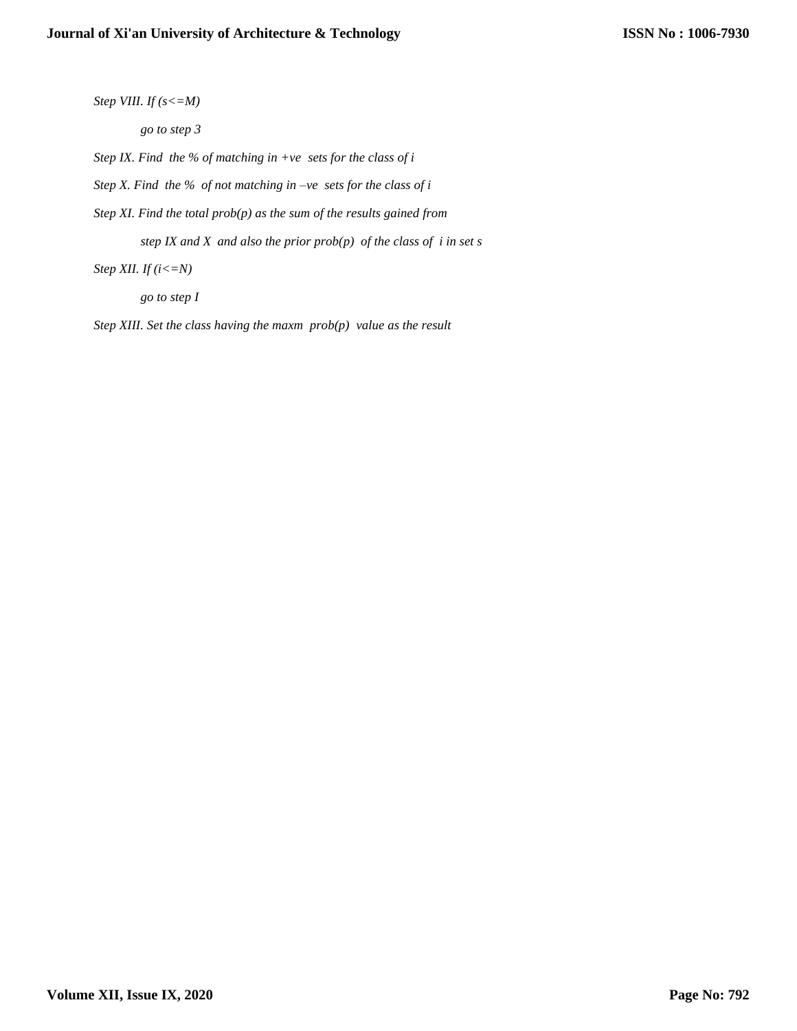*Step VIII. If (s<=M)*

*go to step 3*

*Step IX. Find the % of matching in +ve sets for the class of i*

*Step X. Find the % of not matching in –ve sets for the class of i*

*Step XI. Find the total prob(p) as the sum of the results gained from*

*step IX and X and also the prior prob(p) of the class of i in set s*

*Step XII. If (i<=N)*

*go to step I*

*Step XIII. Set the class having the maxm prob(p) value as the result*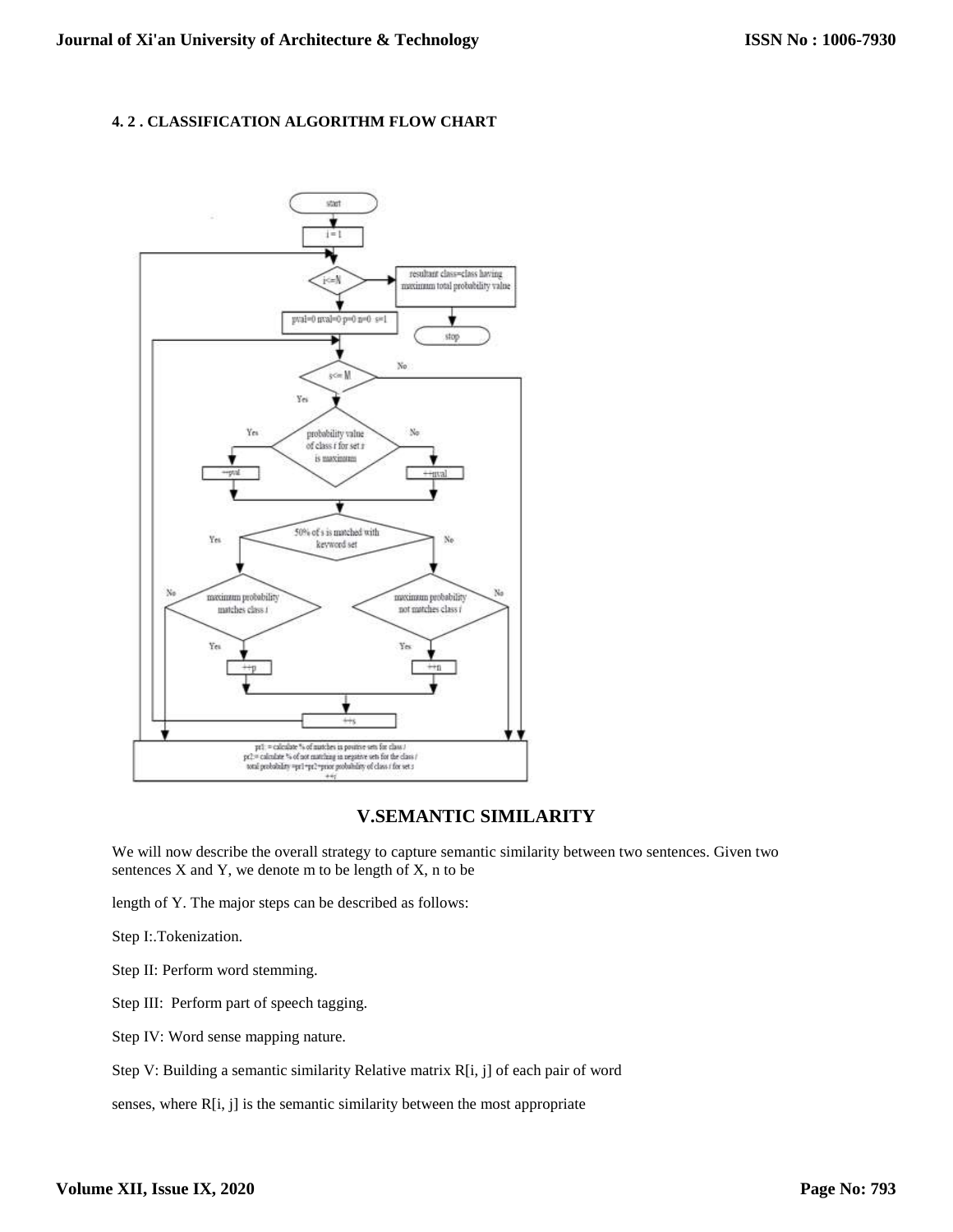### 4. 2 . CLASSIFICATION ALGORITHM FLOW CHART

## V.SEMANTIC SIMILARITY

We will now describe the overall strategy to capture semantic similarity between two sentences. Given two sentences X and Y, we denote m to be length of X, n to be

length of Y. The major steps can be described as follows:

Step I:.Tokenization.

Step II: Perform word stemming.

Step III: Perform part of speech tagging.

Step IV: Word sense mapping nature.

Step V: Building a semantic similarity Relative matrix R[i, j] of each pair of word

senses, where R[i, j] is the semantic similarity between the most appropriate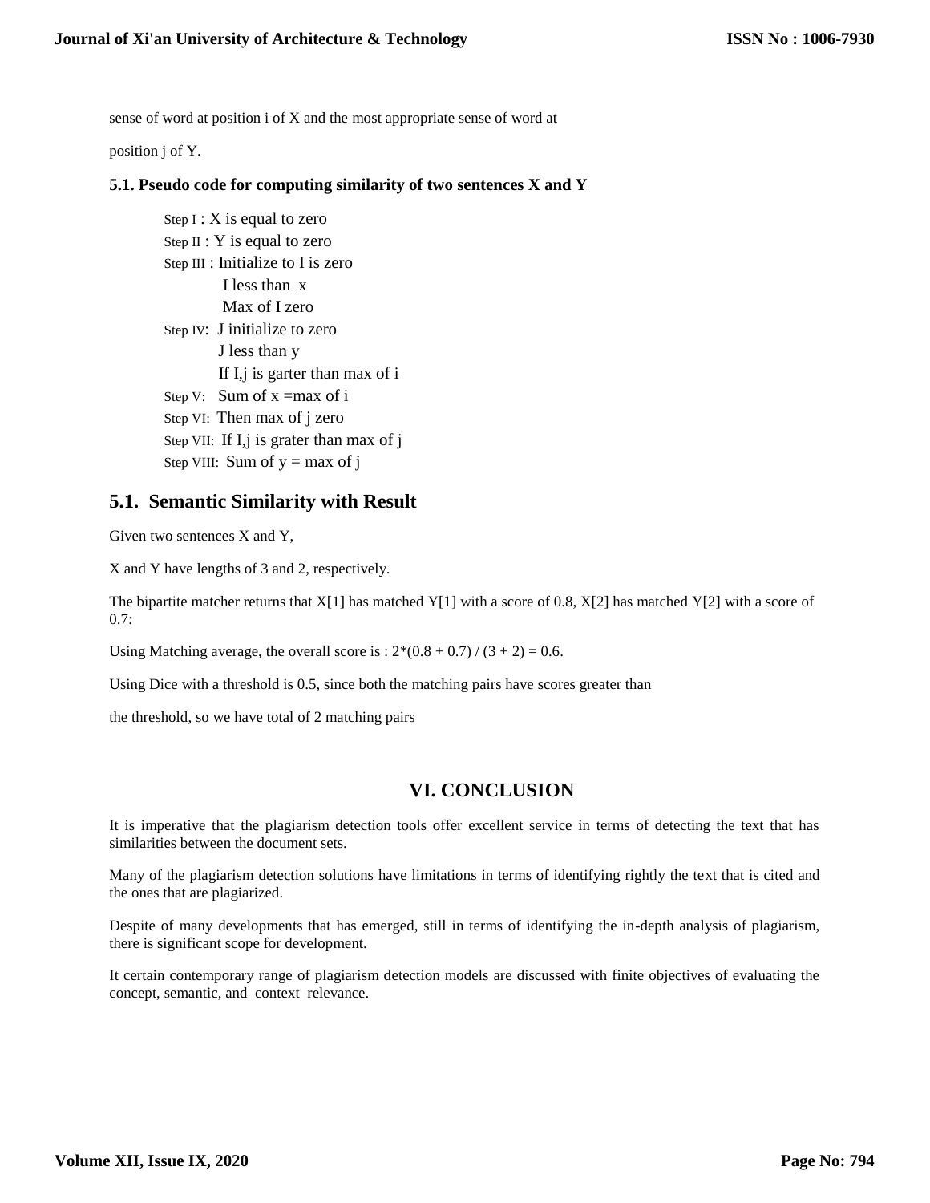sense of word at position i of X and the most appropriate sense of word at

position j of Y.

### 5.1. Pseudo code for computing similarity of two sentences X and Y

Step I : X is equal to zero
Step II : Y is equal to zero
Step III : Initialize to I is zero
  I less than x
  Max of I zero
Step IV: J initialize to zero
  J less than y
  If I,j is garter than max of i
Step V: Sum of x =max of i
Step VI: Then max of j zero
Step VII: If I,j is grater than max of j
Step VIII: Sum of y = max of j

## 5.1. Semantic Similarity with Result

Given two sentences X and Y,

X and Y have lengths of 3 and 2, respectively.

The bipartite matcher returns that X[1] has matched Y[1] with a score of 0.8, X[2] has matched Y[2] with a score of 0.7:

Using Matching average, the overall score is : $2*(0.8 + 0.7) / (3 + 2) = 0.6$.

Using Dice with a threshold is 0.5, since both the matching pairs have scores greater than

the threshold, so we have total of 2 matching pairs

## VI. CONCLUSION

It is imperative that the plagiarism detection tools offer excellent service in terms of detecting the text that has similarities between the document sets.

Many of the plagiarism detection solutions have limitations in terms of identifying rightly the text that is cited and the ones that are plagiarized.

Despite of many developments that has emerged, still in terms of identifying the in-depth analysis of plagiarism, there is significant scope for development.

It certain contemporary range of plagiarism detection models are discussed with finite objectives of evaluating the concept, semantic, and context relevance.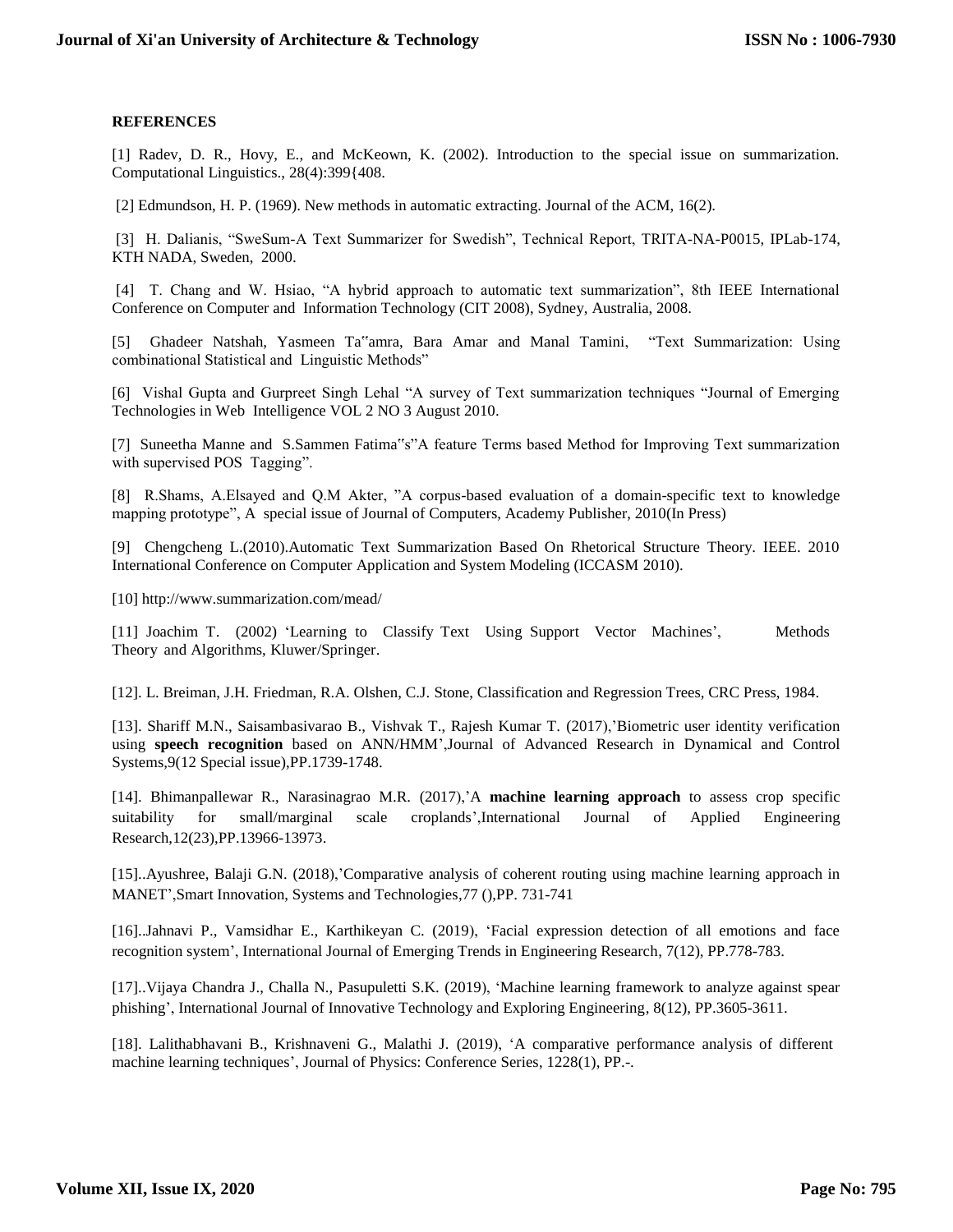**REFERENCES**

[1] Radev, D. R., Hovy, E., and McKeown, K. (2002). Introduction to the special issue on summarization. Computational Linguistics., 28(4):399{408.

[2] Edmundson, H. P. (1969). New methods in automatic extracting. Journal of the ACM, 16(2).

[3] H. Dalianis, "SweSum-A Text Summarizer for Swedish", Technical Report, TRITA-NA-P0015, IPLab-174, KTH NADA, Sweden, 2000.

[4] T. Chang and W. Hsiao, "A hybrid approach to automatic text summarization", 8th IEEE International Conference on Computer and Information Technology (CIT 2008), Sydney, Australia, 2008.

[5] Ghadeer Natshah, Yasmeen Ta‟amra, Bara Amar and Manal Tamini, "Text Summarization: Using combinational Statistical and Linguistic Methods"

[6] Vishal Gupta and Gurpreet Singh Lehal "A survey of Text summarization techniques "Journal of Emerging Technologies in Web Intelligence VOL 2 NO 3 August 2010.

[7] Suneetha Manne and S.Sammen Fatima‟s"A feature Terms based Method for Improving Text summarization with supervised POS Tagging".

[8] R.Shams, A.Elsayed and Q.M Akter, "A corpus-based evaluation of a domain-specific text to knowledge mapping prototype", A special issue of Journal of Computers, Academy Publisher, 2010(In Press)

[9] Chengcheng L.(2010).Automatic Text Summarization Based On Rhetorical Structure Theory. IEEE. 2010 International Conference on Computer Application and System Modeling (ICCASM 2010).

[10] http://www.summarization.com/mead/

[11] Joachim T. (2002) 'Learning to Classify Text Using Support Vector Machines', Methods Theory and Algorithms, Kluwer/Springer.

[12]. L. Breiman, J.H. Friedman, R.A. Olshen, C.J. Stone, Classification and Regression Trees, CRC Press, 1984.

[13]. Shariff M.N., Saisambasivarao B., Vishvak T., Rajesh Kumar T. (2017),'Biometric user identity verification using **speech recognition** based on ANN/HMM',Journal of Advanced Research in Dynamical and Control Systems,9(12 Special issue),PP.1739-1748.

[14]. Bhimanpallewar R., Narasinagrao M.R. (2017),'A **machine learning approach** to assess crop specific suitability for small/marginal scale croplands',International Journal of Applied Engineering Research,12(23),PP.13966-13973.

[15]..Ayushree, Balaji G.N. (2018),'Comparative analysis of coherent routing using machine learning approach in MANET',Smart Innovation, Systems and Technologies,77 (),PP. 731-741

[16]..Jahnavi P., Vamsidhar E., Karthikeyan C. (2019), 'Facial expression detection of all emotions and face recognition system', International Journal of Emerging Trends in Engineering Research, 7(12), PP.778-783.

[17]..Vijaya Chandra J., Challa N., Pasupuletti S.K. (2019), 'Machine learning framework to analyze against spear phishing', International Journal of Innovative Technology and Exploring Engineering, 8(12), PP.3605-3611.

[18]. Lalithabhavani B., Krishnaveni G., Malathi J. (2019), 'A comparative performance analysis of different machine learning techniques', Journal of Physics: Conference Series, 1228(1), PP.-.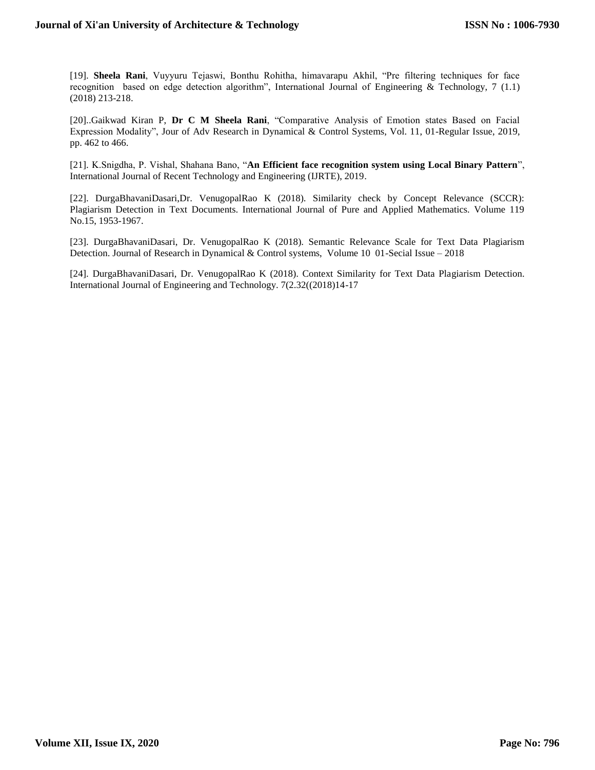[19]. **Sheela Rani**, Vuyyuru Tejaswi, Bonthu Rohitha, himavarapu Akhil, "Pre filtering techniques for face recognition based on edge detection algorithm", International Journal of Engineering & Technology, 7 (1.1) (2018) 213-218.

[20]..Gaikwad Kiran P, **Dr C M Sheela Rani**, "Comparative Analysis of Emotion states Based on Facial Expression Modality", Jour of Adv Research in Dynamical & Control Systems, Vol. 11, 01-Regular Issue, 2019, pp. 462 to 466.

[21]. K.Snigdha, P. Vishal, Shahana Bano, "**An Efficient face recognition system using Local Binary Pattern**", International Journal of Recent Technology and Engineering (IJRTE), 2019.

[22]. DurgaBhavaniDasari,Dr. VenugopalRao K (2018). Similarity check by Concept Relevance (SCCR): Plagiarism Detection in Text Documents. International Journal of Pure and Applied Mathematics. Volume 119 No.15, 1953-1967.

[23]. DurgaBhavaniDasari, Dr. VenugopalRao K (2018). Semantic Relevance Scale for Text Data Plagiarism Detection. Journal of Research in Dynamical & Control systems, Volume 10 01-Secial Issue – 2018

[24]. DurgaBhavaniDasari, Dr. VenugopalRao K (2018). Context Similarity for Text Data Plagiarism Detection. International Journal of Engineering and Technology. 7(2.32((2018)14-17